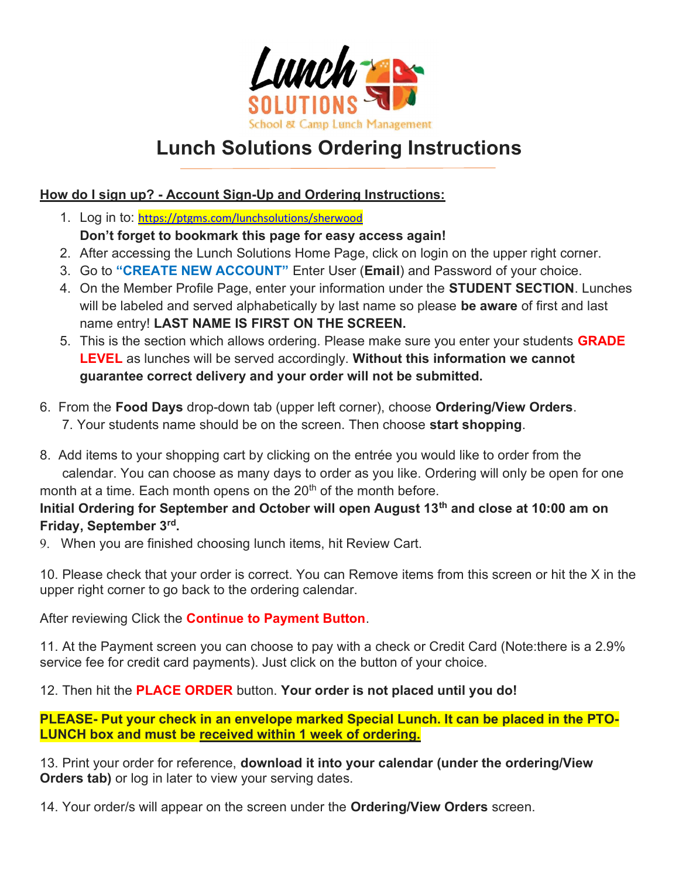Lunch SOLUTIONS
School & Camp Lunch Management

# Lunch Solutions Ordering Instructions

**How do I sign up? - Account Sign-Up and Ordering Instructions:**

1. Log in to: https://ptgms.com/lunchsolutions/sherwood
   **Don't forget to bookmark this page for easy access again!**
2. After accessing the Lunch Solutions Home Page, click on login on the upper right corner.
3. Go to **"CREATE NEW ACCOUNT"** Enter User (**Email**) and Password of your choice.
4. On the Member Profile Page, enter your information under the **STUDENT SECTION**. Lunches will be labeled and served alphabetically by last name so please **be aware** of first and last name entry! **LAST NAME IS FIRST ON THE SCREEN.**
5. This is the section which allows ordering. Please make sure you enter your students **GRADE LEVEL** as lunches will be served accordingly. **Without this information we cannot guarantee correct delivery and your order will not be submitted.**

6. From the **Food Days** drop-down tab (upper left corner), choose **Ordering/View Orders**.
7. Your students name should be on the screen. Then choose **start shopping**.

8. Add items to your shopping cart by clicking on the entrée you would like to order from the calendar. You can choose as many days to order as you like. Ordering will only be open for one month at a time. Each month opens on the 20th of the month before.

**Initial Ordering for September and October will open August 13th and close at 10:00 am on Friday, September 3rd.**

9. When you are finished choosing lunch items, hit Review Cart.

10. Please check that your order is correct. You can Remove items from this screen or hit the X in the upper right corner to go back to the ordering calendar.

After reviewing Click the **Continue to Payment Button**.

11. At the Payment screen you can choose to pay with a check or Credit Card (Note:there is a 2.9% service fee for credit card payments). Just click on the button of your choice.

12. Then hit the **PLACE ORDER** button. **Your order is not placed until you do!**

**PLEASE- Put your check in an envelope marked Special Lunch. It can be placed in the PTO-LUNCH box and must be received within 1 week of ordering.**

13. Print your order for reference, **download it into your calendar (under the ordering/View Orders tab)** or log in later to view your serving dates.

14. Your order/s will appear on the screen under the **Ordering/View Orders** screen.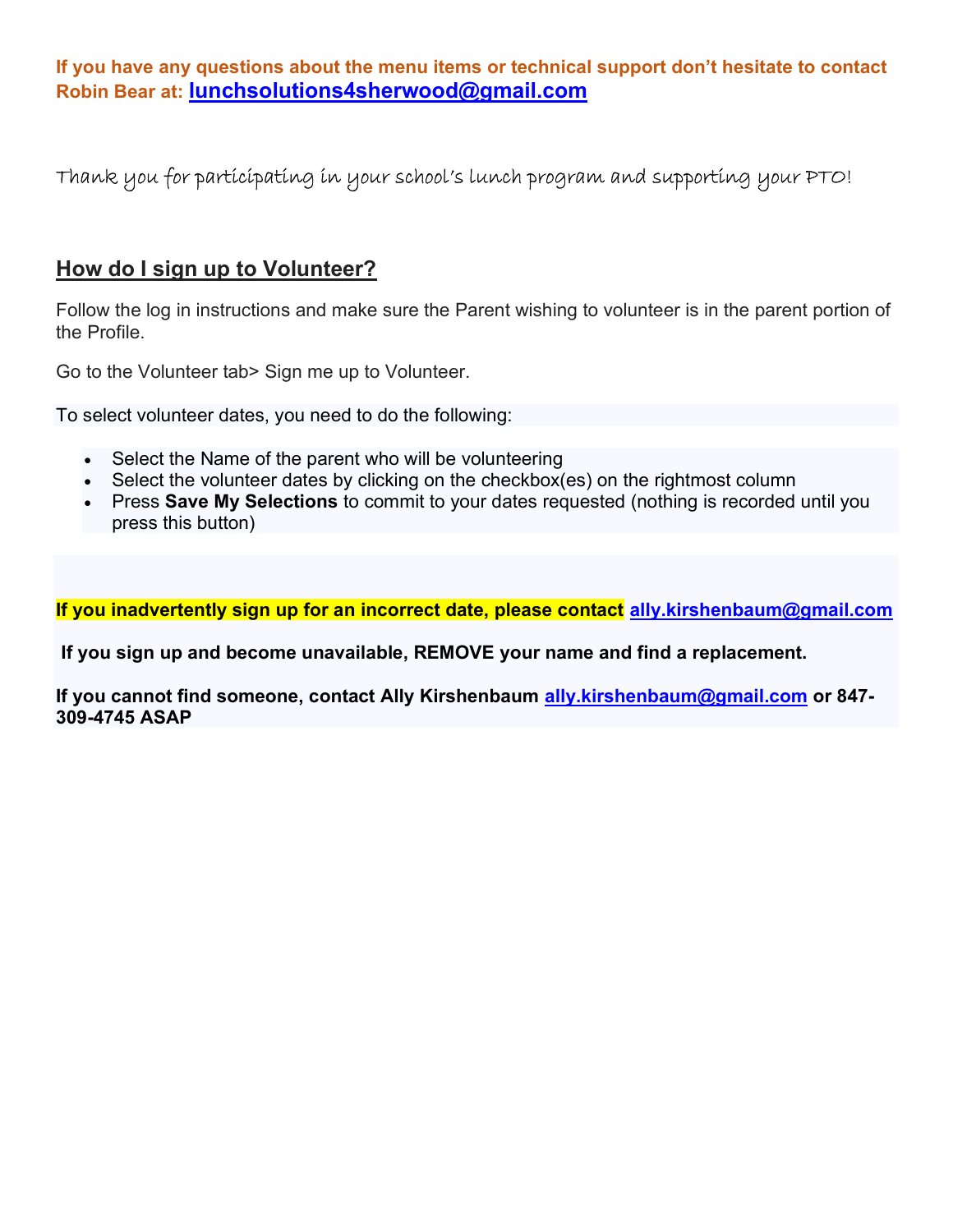**If you have any questions about the menu items or technical support don't hesitate to contact Robin Bear at: lunchsolutions4sherwood@gmail.com**

*Thank you for participating in your school's lunch program and supporting your PTO!*

## How do I sign up to Volunteer?

Follow the log in instructions and make sure the Parent wishing to volunteer is in the parent portion of the Profile.

Go to the Volunteer tab> Sign me up to Volunteer.

To select volunteer dates, you need to do the following:

- Select the Name of the parent who will be volunteering
- Select the volunteer dates by clicking on the checkbox(es) on the rightmost column
- Press **Save My Selections** to commit to your dates requested (nothing is recorded until you press this button)

**If you inadvertently sign up for an incorrect date, please contact ally.kirshenbaum@gmail.com**

**If you sign up and become unavailable, REMOVE your name and find a replacement.**

**If you cannot find someone, contact Ally Kirshenbaum ally.kirshenbaum@gmail.com or 847-309-4745 ASAP**